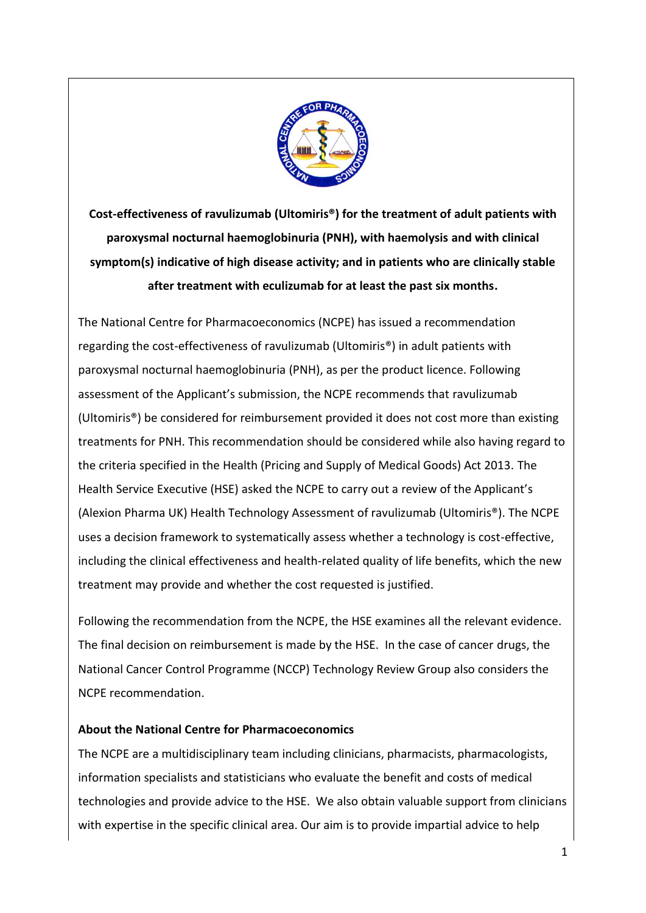**Cost-effectiveness of ravulizumab (Ultomiris®) for the treatment of adult patients with paroxysmal nocturnal haemoglobinuria (PNH), with haemolysis and with clinical symptom(s) indicative of high disease activity; and in patients who are clinically stable after treatment with eculizumab for at least the past six months.**

The National Centre for Pharmacoeconomics (NCPE) has issued a recommendation regarding the cost-effectiveness of ravulizumab (Ultomiris®) in adult patients with paroxysmal nocturnal haemoglobinuria (PNH), as per the product licence. Following assessment of the Applicant's submission, the NCPE recommends that ravulizumab (Ultomiris®) be considered for reimbursement provided it does not cost more than existing treatments for PNH. This recommendation should be considered while also having regard to the criteria specified in the Health (Pricing and Supply of Medical Goods) Act 2013. The Health Service Executive (HSE) asked the NCPE to carry out a review of the Applicant's (Alexion Pharma UK) Health Technology Assessment of ravulizumab (Ultomiris®). The NCPE uses a decision framework to systematically assess whether a technology is cost-effective, including the clinical effectiveness and health-related quality of life benefits, which the new treatment may provide and whether the cost requested is justified.

Following the recommendation from the NCPE, the HSE examines all the relevant evidence. The final decision on reimbursement is made by the HSE. In the case of cancer drugs, the National Cancer Control Programme (NCCP) Technology Review Group also considers the NCPE recommendation.

**About the National Centre for Pharmacoeconomics**

The NCPE are a multidisciplinary team including clinicians, pharmacists, pharmacologists, information specialists and statisticians who evaluate the benefit and costs of medical technologies and provide advice to the HSE. We also obtain valuable support from clinicians with expertise in the specific clinical area. Our aim is to provide impartial advice to help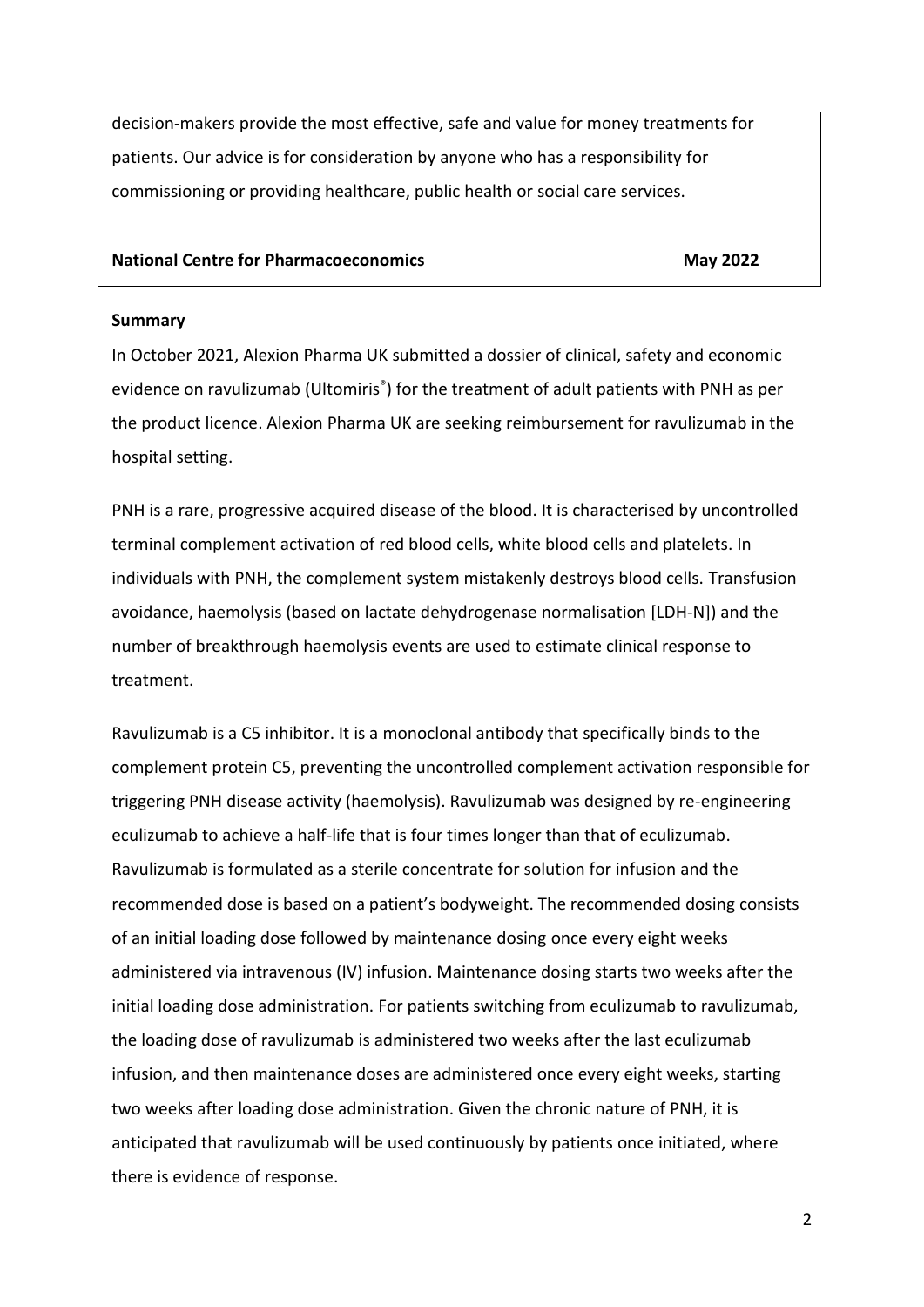decision-makers provide the most effective, safe and value for money treatments for patients. Our advice is for consideration by anyone who has a responsibility for commissioning or providing healthcare, public health or social care services.

**National Centre for Pharmacoeconomics** **May 2022**

**Summary**

In October 2021, Alexion Pharma UK submitted a dossier of clinical, safety and economic evidence on ravulizumab (Ultomiris®) for the treatment of adult patients with PNH as per the product licence. Alexion Pharma UK are seeking reimbursement for ravulizumab in the hospital setting.

PNH is a rare, progressive acquired disease of the blood. It is characterised by uncontrolled terminal complement activation of red blood cells, white blood cells and platelets. In individuals with PNH, the complement system mistakenly destroys blood cells. Transfusion avoidance, haemolysis (based on lactate dehydrogenase normalisation [LDH-N]) and the number of breakthrough haemolysis events are used to estimate clinical response to treatment.

Ravulizumab is a C5 inhibitor. It is a monoclonal antibody that specifically binds to the complement protein C5, preventing the uncontrolled complement activation responsible for triggering PNH disease activity (haemolysis). Ravulizumab was designed by re-engineering eculizumab to achieve a half-life that is four times longer than that of eculizumab. Ravulizumab is formulated as a sterile concentrate for solution for infusion and the recommended dose is based on a patient's bodyweight. The recommended dosing consists of an initial loading dose followed by maintenance dosing once every eight weeks administered via intravenous (IV) infusion. Maintenance dosing starts two weeks after the initial loading dose administration. For patients switching from eculizumab to ravulizumab, the loading dose of ravulizumab is administered two weeks after the last eculizumab infusion, and then maintenance doses are administered once every eight weeks, starting two weeks after loading dose administration. Given the chronic nature of PNH, it is anticipated that ravulizumab will be used continuously by patients once initiated, where there is evidence of response.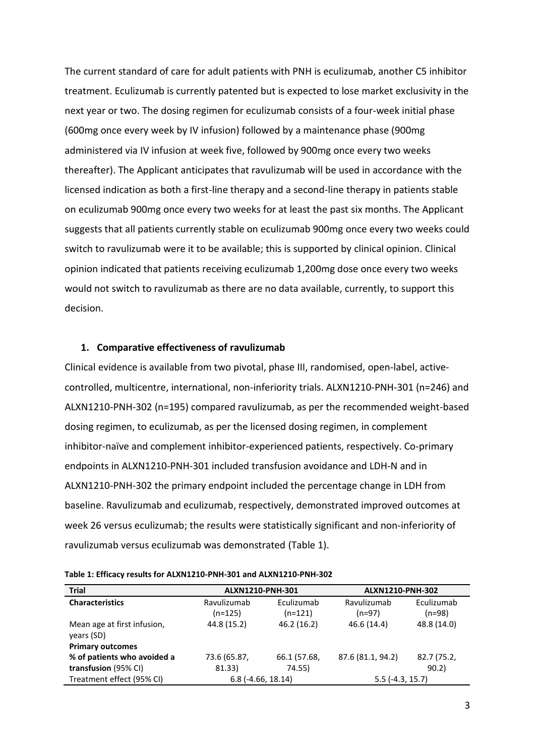The current standard of care for adult patients with PNH is eculizumab, another C5 inhibitor treatment. Eculizumab is currently patented but is expected to lose market exclusivity in the next year or two. The dosing regimen for eculizumab consists of a four-week initial phase (600mg once every week by IV infusion) followed by a maintenance phase (900mg administered via IV infusion at week five, followed by 900mg once every two weeks thereafter). The Applicant anticipates that ravulizumab will be used in accordance with the licensed indication as both a first-line therapy and a second-line therapy in patients stable on eculizumab 900mg once every two weeks for at least the past six months. The Applicant suggests that all patients currently stable on eculizumab 900mg once every two weeks could switch to ravulizumab were it to be available; this is supported by clinical opinion. Clinical opinion indicated that patients receiving eculizumab 1,200mg dose once every two weeks would not switch to ravulizumab as there are no data available, currently, to support this decision.

## 1. Comparative effectiveness of ravulizumab

Clinical evidence is available from two pivotal, phase III, randomised, open-label, active-controlled, multicentre, international, non-inferiority trials. ALXN1210-PNH-301 (n=246) and ALXN1210-PNH-302 (n=195) compared ravulizumab, as per the recommended weight-based dosing regimen, to eculizumab, as per the licensed dosing regimen, in complement inhibitor-naïve and complement inhibitor-experienced patients, respectively. Co-primary endpoints in ALXN1210-PNH-301 included transfusion avoidance and LDH-N and in ALXN1210-PNH-302 the primary endpoint included the percentage change in LDH from baseline. Ravulizumab and eculizumab, respectively, demonstrated improved outcomes at week 26 versus eculizumab; the results were statistically significant and non-inferiority of ravulizumab versus eculizumab was demonstrated (Table 1).

**Table 1: Efficacy results for ALXN1210-PNH-301 and ALXN1210-PNH-302**

| **Trial** | **ALXN1210-PNH-301** | | **ALXN1210-PNH-302** | |
|---|---|---|---|---|
| **Characteristics** | Ravulizumab (n=125) | Eculizumab (n=121) | Ravulizumab (n=97) | Eculizumab (n=98) |
| Mean age at first infusion, years (SD) | 44.8 (15.2) | 46.2 (16.2) | 46.6 (14.4) | 48.8 (14.0) |
| **Primary outcomes** | | | | |
| **% of patients who avoided a transfusion** (95% CI) | 73.6 (65.87, 81.33) | 66.1 (57.68, 74.55) | 87.6 (81.1, 94.2) | 82.7 (75.2, 90.2) |
| Treatment effect (95% CI) | 6.8 (-4.66, 18.14) | | 5.5 (-4.3, 15.7) | |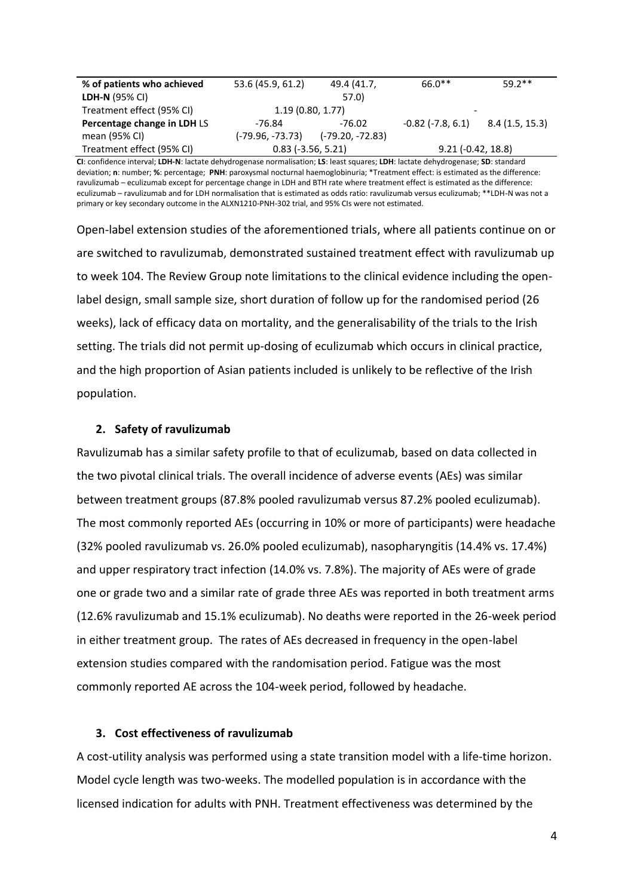| % of patients who achieved **LDH-N** (95% CI) | 53.6 (45.9, 61.2) | 49.4 (41.7, 57.0) | 66.0** | 59.2** |
|---|---|---|---|---|
| Treatment effect (95% CI) | 1.19 (0.80, 1.77) | | - | |
| **Percentage change in LDH** LS mean (95% CI) | -76.84 (-79.96, -73.73) | -76.02 (-79.20, -72.83) | -0.82 (-7.8, 6.1) | 8.4 (1.5, 15.3) |
| Treatment effect (95% CI) | 0.83 (-3.56, 5.21) | | 9.21 (-0.42, 18.8) | |

**CI**: confidence interval; **LDH-N**: lactate dehydrogenase normalisation; **LS**: least squares; **LDH**: lactate dehydrogenase; **SD**: standard deviation; **n**: number; **%**: percentage; **PNH**: paroxysmal nocturnal haemoglobinuria; *Treatment effect: is estimated as the difference: ravulizumab – eculizumab except for percentage change in LDH and BTH rate where treatment effect is estimated as the difference: eculizumab – ravulizumab and for LDH normalisation that is estimated as odds ratio: ravulizumab versus eculizumab; **LDH-N was not a primary or key secondary outcome in the ALXN1210-PNH-302 trial, and 95% CIs were not estimated.

Open-label extension studies of the aforementioned trials, where all patients continue on or are switched to ravulizumab, demonstrated sustained treatment effect with ravulizumab up to week 104. The Review Group note limitations to the clinical evidence including the open-label design, small sample size, short duration of follow up for the randomised period (26 weeks), lack of efficacy data on mortality, and the generalisability of the trials to the Irish setting. The trials did not permit up-dosing of eculizumab which occurs in clinical practice, and the high proportion of Asian patients included is unlikely to be reflective of the Irish population.

## 2. Safety of ravulizumab

Ravulizumab has a similar safety profile to that of eculizumab, based on data collected in the two pivotal clinical trials. The overall incidence of adverse events (AEs) was similar between treatment groups (87.8% pooled ravulizumab versus 87.2% pooled eculizumab). The most commonly reported AEs (occurring in 10% or more of participants) were headache (32% pooled ravulizumab vs. 26.0% pooled eculizumab), nasopharyngitis (14.4% vs. 17.4%) and upper respiratory tract infection (14.0% vs. 7.8%). The majority of AEs were of grade one or grade two and a similar rate of grade three AEs was reported in both treatment arms (12.6% ravulizumab and 15.1% eculizumab). No deaths were reported in the 26-week period in either treatment group. The rates of AEs decreased in frequency in the open-label extension studies compared with the randomisation period. Fatigue was the most commonly reported AE across the 104-week period, followed by headache.

## 3. Cost effectiveness of ravulizumab

A cost-utility analysis was performed using a state transition model with a life-time horizon. Model cycle length was two-weeks. The modelled population is in accordance with the licensed indication for adults with PNH. Treatment effectiveness was determined by the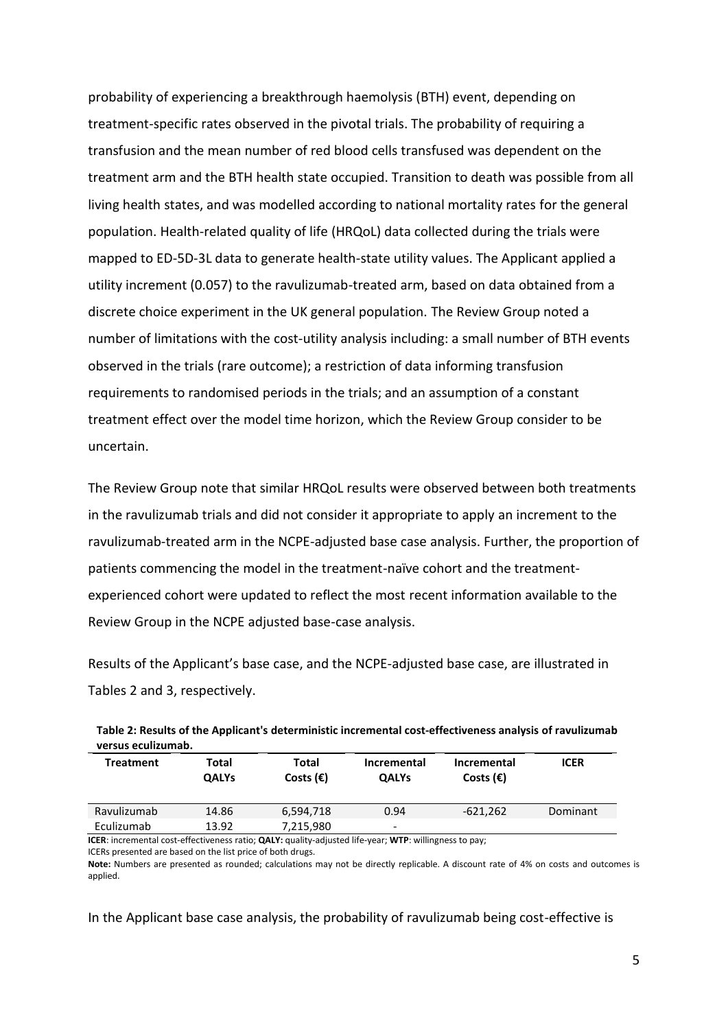probability of experiencing a breakthrough haemolysis (BTH) event, depending on treatment-specific rates observed in the pivotal trials. The probability of requiring a transfusion and the mean number of red blood cells transfused was dependent on the treatment arm and the BTH health state occupied. Transition to death was possible from all living health states, and was modelled according to national mortality rates for the general population. Health-related quality of life (HRQoL) data collected during the trials were mapped to ED-5D-3L data to generate health-state utility values. The Applicant applied a utility increment (0.057) to the ravulizumab-treated arm, based on data obtained from a discrete choice experiment in the UK general population. The Review Group noted a number of limitations with the cost-utility analysis including: a small number of BTH events observed in the trials (rare outcome); a restriction of data informing transfusion requirements to randomised periods in the trials; and an assumption of a constant treatment effect over the model time horizon, which the Review Group consider to be uncertain.

The Review Group note that similar HRQoL results were observed between both treatments in the ravulizumab trials and did not consider it appropriate to apply an increment to the ravulizumab-treated arm in the NCPE-adjusted base case analysis. Further, the proportion of patients commencing the model in the treatment-naïve cohort and the treatment-experienced cohort were updated to reflect the most recent information available to the Review Group in the NCPE adjusted base-case analysis.

Results of the Applicant's base case, and the NCPE-adjusted base case, are illustrated in Tables 2 and 3, respectively.

**Table 2: Results of the Applicant's deterministic incremental cost-effectiveness analysis of ravulizumab versus eculizumab.**

| Treatment | Total QALYs | Total Costs (€) | Incremental QALYs | Incremental Costs (€) | ICER |
|---|---|---|---|---|---|
| Ravulizumab | 14.86 | 6,594,718 | 0.94 | -621,262 | Dominant |
| Eculizumab | 13.92 | 7,215,980 | - | | |

**ICER**: incremental cost-effectiveness ratio; **QALY:** quality-adjusted life-year; **WTP**: willingness to pay;
ICERs presented are based on the list price of both drugs.
**Note:** Numbers are presented as rounded; calculations may not be directly replicable. A discount rate of 4% on costs and outcomes is applied.

In the Applicant base case analysis, the probability of ravulizumab being cost-effective is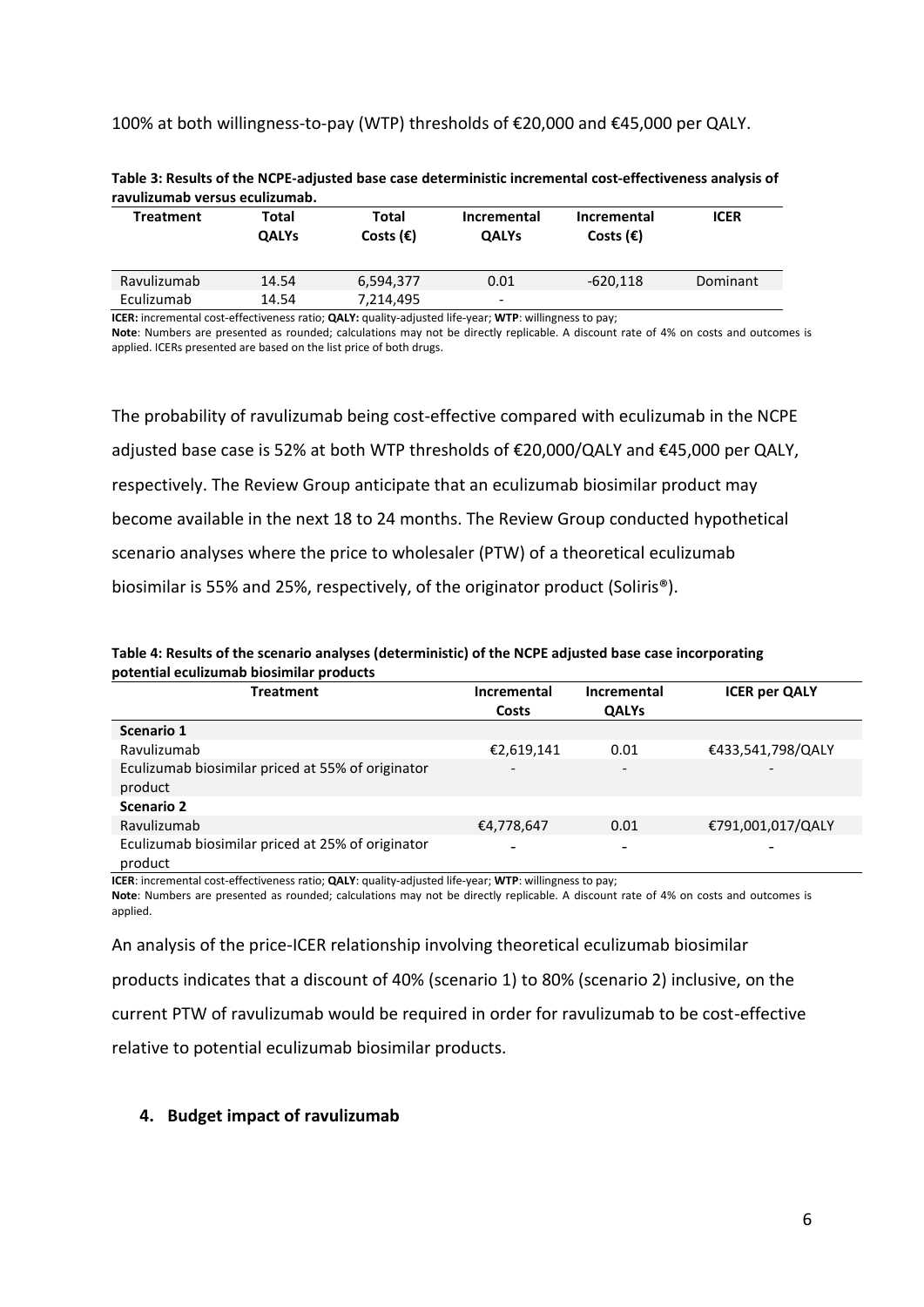100% at both willingness-to-pay (WTP) thresholds of €20,000 and €45,000 per QALY.

**Table 3: Results of the NCPE-adjusted base case deterministic incremental cost-effectiveness analysis of ravulizumab versus eculizumab.**

| Treatment | Total QALYs | Total Costs (€) | Incremental QALYs | Incremental Costs (€) | ICER |
|---|---|---|---|---|---|
| Ravulizumab | 14.54 | 6,594,377 | 0.01 | -620,118 | Dominant |
| Eculizumab | 14.54 | 7,214,495 | - | | |

**ICER:** incremental cost-effectiveness ratio; **QALY:** quality-adjusted life-year; **WTP**: willingness to pay;
**Note**: Numbers are presented as rounded; calculations may not be directly replicable. A discount rate of 4% on costs and outcomes is applied. ICERs presented are based on the list price of both drugs.

The probability of ravulizumab being cost-effective compared with eculizumab in the NCPE adjusted base case is 52% at both WTP thresholds of €20,000/QALY and €45,000 per QALY, respectively. The Review Group anticipate that an eculizumab biosimilar product may become available in the next 18 to 24 months. The Review Group conducted hypothetical scenario analyses where the price to wholesaler (PTW) of a theoretical eculizumab biosimilar is 55% and 25%, respectively, of the originator product (Soliris®).

**Table 4: Results of the scenario analyses (deterministic) of the NCPE adjusted base case incorporating potential eculizumab biosimilar products**

| Treatment | Incremental Costs | Incremental QALYs | ICER per QALY |
|---|---|---|---|
| **Scenario 1** | | | |
| Ravulizumab | €2,619,141 | 0.01 | €433,541,798/QALY |
| Eculizumab biosimilar priced at 55% of originator product | - | - | - |
| **Scenario 2** | | | |
| Ravulizumab | €4,778,647 | 0.01 | €791,001,017/QALY |
| Eculizumab biosimilar priced at 25% of originator product | - | - | - |

**ICER**: incremental cost-effectiveness ratio; **QALY**: quality-adjusted life-year; **WTP**: willingness to pay;
**Note**: Numbers are presented as rounded; calculations may not be directly replicable. A discount rate of 4% on costs and outcomes is applied.

An analysis of the price-ICER relationship involving theoretical eculizumab biosimilar products indicates that a discount of 40% (scenario 1) to 80% (scenario 2) inclusive, on the current PTW of ravulizumab would be required in order for ravulizumab to be cost-effective relative to potential eculizumab biosimilar products.

## 4. Budget impact of ravulizumab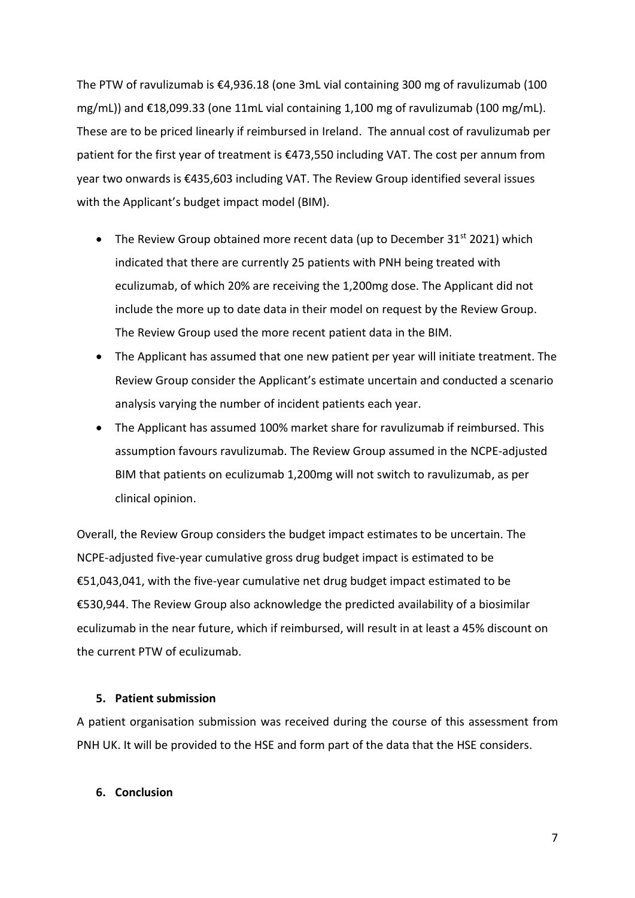The PTW of ravulizumab is €4,936.18 (one 3mL vial containing 300 mg of ravulizumab (100 mg/mL)) and €18,099.33 (one 11mL vial containing 1,100 mg of ravulizumab (100 mg/mL). These are to be priced linearly if reimbursed in Ireland. The annual cost of ravulizumab per patient for the first year of treatment is €473,550 including VAT. The cost per annum from year two onwards is €435,603 including VAT. The Review Group identified several issues with the Applicant's budget impact model (BIM).

- The Review Group obtained more recent data (up to December 31st 2021) which indicated that there are currently 25 patients with PNH being treated with eculizumab, of which 20% are receiving the 1,200mg dose. The Applicant did not include the more up to date data in their model on request by the Review Group. The Review Group used the more recent patient data in the BIM.
- The Applicant has assumed that one new patient per year will initiate treatment. The Review Group consider the Applicant's estimate uncertain and conducted a scenario analysis varying the number of incident patients each year.
- The Applicant has assumed 100% market share for ravulizumab if reimbursed. This assumption favours ravulizumab. The Review Group assumed in the NCPE-adjusted BIM that patients on eculizumab 1,200mg will not switch to ravulizumab, as per clinical opinion.

Overall, the Review Group considers the budget impact estimates to be uncertain. The NCPE-adjusted five-year cumulative gross drug budget impact is estimated to be €51,043,041, with the five-year cumulative net drug budget impact estimated to be €530,944. The Review Group also acknowledge the predicted availability of a biosimilar eculizumab in the near future, which if reimbursed, will result in at least a 45% discount on the current PTW of eculizumab.

## 5. Patient submission

A patient organisation submission was received during the course of this assessment from PNH UK. It will be provided to the HSE and form part of the data that the HSE considers.

## 6. Conclusion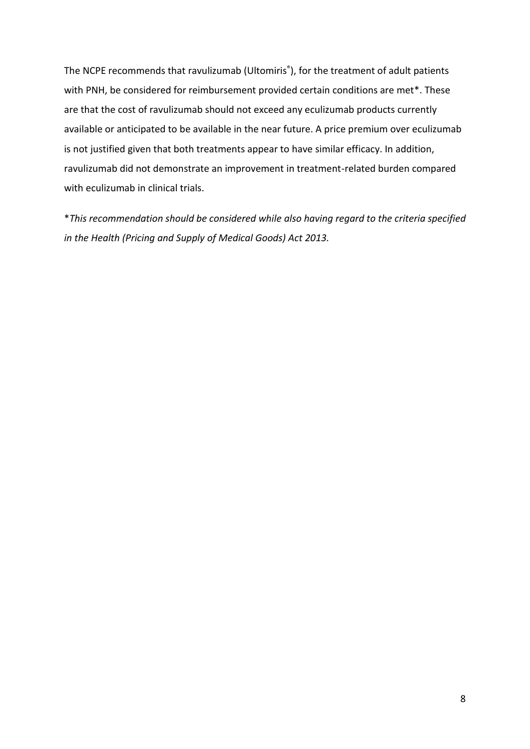The NCPE recommends that ravulizumab (Ultomiris®), for the treatment of adult patients with PNH, be considered for reimbursement provided certain conditions are met*. These are that the cost of ravulizumab should not exceed any eculizumab products currently available or anticipated to be available in the near future. A price premium over eculizumab is not justified given that both treatments appear to have similar efficacy. In addition, ravulizumab did not demonstrate an improvement in treatment-related burden compared with eculizumab in clinical trials.

**This recommendation should be considered while also having regard to the criteria specified in the Health (Pricing and Supply of Medical Goods) Act 2013.*